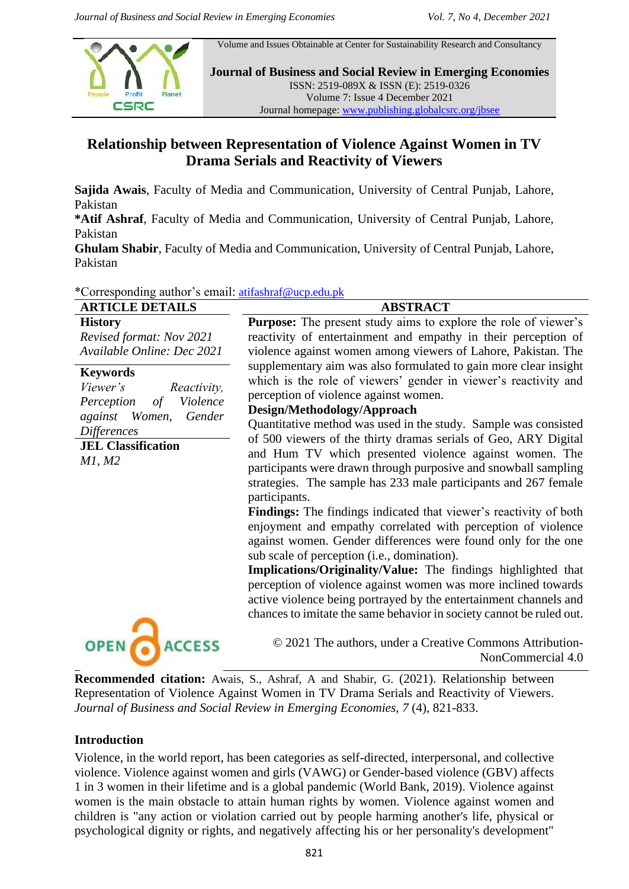Volume and Issues Obtainable at Center for Sustainability Research and Consultancy

**Journal of Business and Social Review in Emerging Economies**
ISSN: 2519-089X & ISSN (E): 2519-0326
Volume 7: Issue 4 December 2021
Journal homepage: www.publishing.globalcsrc.org/jbsee

# Relationship between Representation of Violence Against Women in TV Drama Serials and Reactivity of Viewers

**Sajida Awais**, Faculty of Media and Communication, University of Central Punjab, Lahore, Pakistan
***Atif Ashraf**, Faculty of Media and Communication, University of Central Punjab, Lahore, Pakistan
**Ghulam Shabir**, Faculty of Media and Communication, University of Central Punjab, Lahore, Pakistan

*Corresponding author's email: atifashraf@ucp.edu.pk

**ARTICLE DETAILS**

**History**
*Revised format: Nov 2021*
*Available Online: Dec 2021*

**Keywords**
*Viewer's Reactivity, Perception of Violence against Women, Gender Differences*

**JEL Classification**
*M1, M2*

**ABSTRACT**

**Purpose:** The present study aims to explore the role of viewer's reactivity of entertainment and empathy in their perception of violence against women among viewers of Lahore, Pakistan. The supplementary aim was also formulated to gain more clear insight which is the role of viewers' gender in viewer's reactivity and perception of violence against women.

**Design/Methodology/Approach**
Quantitative method was used in the study. Sample was consisted of 500 viewers of the thirty dramas serials of Geo, ARY Digital and Hum TV which presented violence against women. The participants were drawn through purposive and snowball sampling strategies. The sample has 233 male participants and 267 female participants.

**Findings:** The findings indicated that viewer's reactivity of both enjoyment and empathy correlated with perception of violence against women. Gender differences were found only for the one sub scale of perception (i.e., domination).

**Implications/Originality/Value:** The findings highlighted that perception of violence against women was more inclined towards active violence being portrayed by the entertainment channels and chances to imitate the same behavior in society cannot be ruled out.

OPEN ACCESS

© 2021 The authors, under a Creative Commons Attribution-NonCommercial 4.0

**Recommended citation:** Awais, S., Ashraf, A and Shabir, G. (2021). Relationship between Representation of Violence Against Women in TV Drama Serials and Reactivity of Viewers. *Journal of Business and Social Review in Emerging Economies, 7* (4), 821-833.

## Introduction

Violence, in the world report, has been categories as self-directed, interpersonal, and collective violence. Violence against women and girls (VAWG) or Gender-based violence (GBV) affects 1 in 3 women in their lifetime and is a global pandemic (World Bank, 2019). Violence against women is the main obstacle to attain human rights by women. Violence against women and children is "any action or violation carried out by people harming another's life, physical or psychological dignity or rights, and negatively affecting his or her personality's development"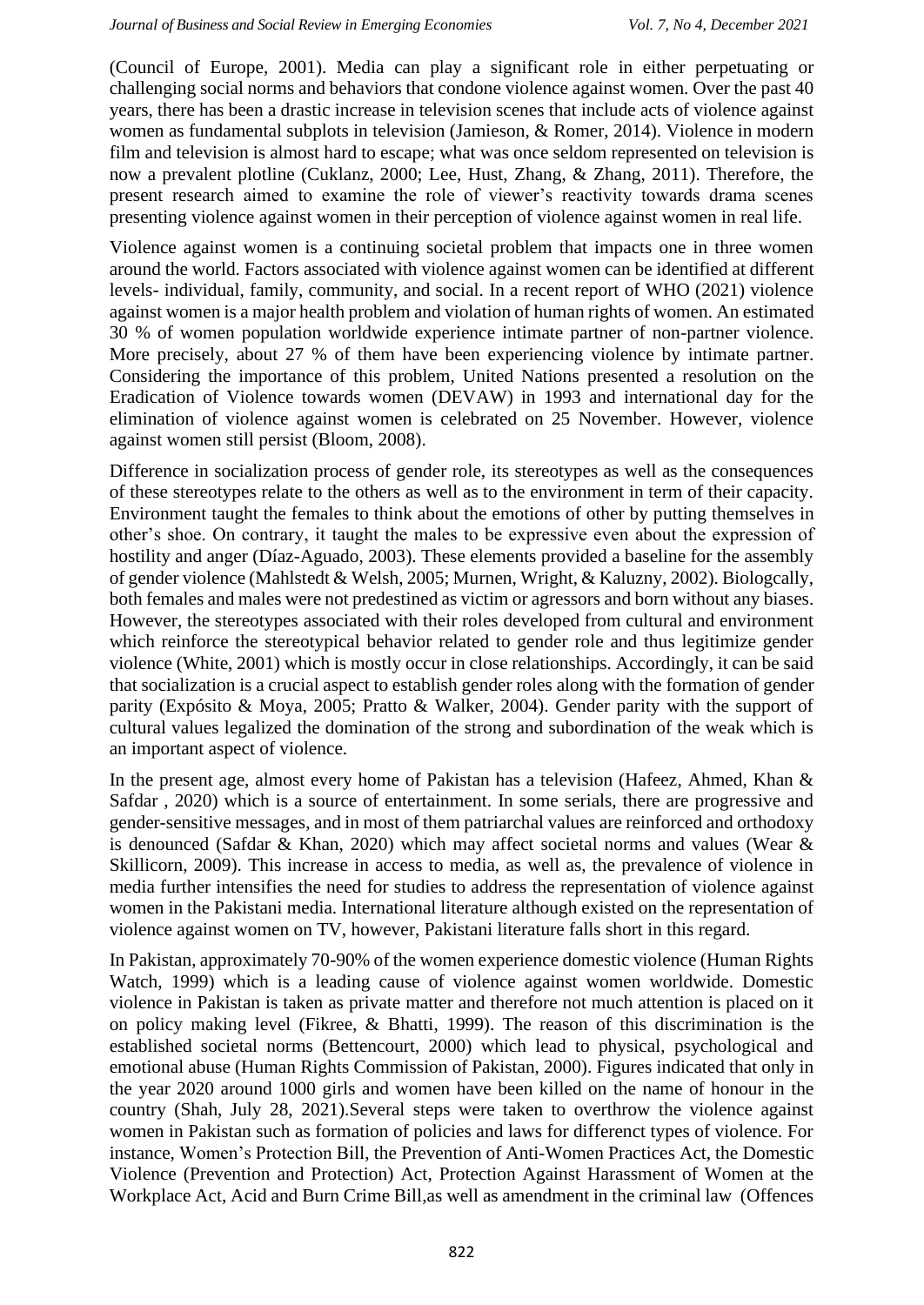(Council of Europe, 2001). Media can play a significant role in either perpetuating or challenging social norms and behaviors that condone violence against women. Over the past 40 years, there has been a drastic increase in television scenes that include acts of violence against women as fundamental subplots in television (Jamieson, & Romer, 2014). Violence in modern film and television is almost hard to escape; what was once seldom represented on television is now a prevalent plotline (Cuklanz, 2000; Lee, Hust, Zhang, & Zhang, 2011). Therefore, the present research aimed to examine the role of viewer's reactivity towards drama scenes presenting violence against women in their perception of violence against women in real life.

Violence against women is a continuing societal problem that impacts one in three women around the world. Factors associated with violence against women can be identified at different levels- individual, family, community, and social. In a recent report of WHO (2021) violence against women is a major health problem and violation of human rights of women. An estimated 30 % of women population worldwide experience intimate partner of non-partner violence. More precisely, about 27 % of them have been experiencing violence by intimate partner. Considering the importance of this problem, United Nations presented a resolution on the Eradication of Violence towards women (DEVAW) in 1993 and international day for the elimination of violence against women is celebrated on 25 November. However, violence against women still persist (Bloom, 2008).

Difference in socialization process of gender role, its stereotypes as well as the consequences of these stereotypes relate to the others as well as to the environment in term of their capacity. Environment taught the females to think about the emotions of other by putting themselves in other's shoe. On contrary, it taught the males to be expressive even about the expression of hostility and anger (Díaz-Aguado, 2003). These elements provided a baseline for the assembly of gender violence (Mahlstedt & Welsh, 2005; Murnen, Wright, & Kaluzny, 2002). Biologcally, both females and males were not predestined as victim or agressors and born without any biases. However, the stereotypes associated with their roles developed from cultural and environment which reinforce the stereotypical behavior related to gender role and thus legitimize gender violence (White, 2001) which is mostly occur in close relationships. Accordingly, it can be said that socialization is a crucial aspect to establish gender roles along with the formation of gender parity (Expósito & Moya, 2005; Pratto & Walker, 2004). Gender parity with the support of cultural values legalized the domination of the strong and subordination of the weak which is an important aspect of violence.

In the present age, almost every home of Pakistan has a television (Hafeez, Ahmed, Khan & Safdar , 2020) which is a source of entertainment. In some serials, there are progressive and gender-sensitive messages, and in most of them patriarchal values are reinforced and orthodoxy is denounced (Safdar & Khan, 2020) which may affect societal norms and values (Wear & Skillicorn, 2009). This increase in access to media, as well as, the prevalence of violence in media further intensifies the need for studies to address the representation of violence against women in the Pakistani media. International literature although existed on the representation of violence against women on TV, however, Pakistani literature falls short in this regard.

In Pakistan, approximately 70-90% of the women experience domestic violence (Human Rights Watch, 1999) which is a leading cause of violence against women worldwide. Domestic violence in Pakistan is taken as private matter and therefore not much attention is placed on it on policy making level (Fikree, & Bhatti, 1999). The reason of this discrimination is the established societal norms (Bettencourt, 2000) which lead to physical, psychological and emotional abuse (Human Rights Commission of Pakistan, 2000). Figures indicated that only in the year 2020 around 1000 girls and women have been killed on the name of honour in the country (Shah, July 28, 2021).Several steps were taken to overthrow the violence against women in Pakistan such as formation of policies and laws for differenct types of violence. For instance, Women's Protection Bill, the Prevention of Anti-Women Practices Act, the Domestic Violence (Prevention and Protection) Act, Protection Against Harassment of Women at the Workplace Act, Acid and Burn Crime Bill,as well as amendment in the criminal law (Offences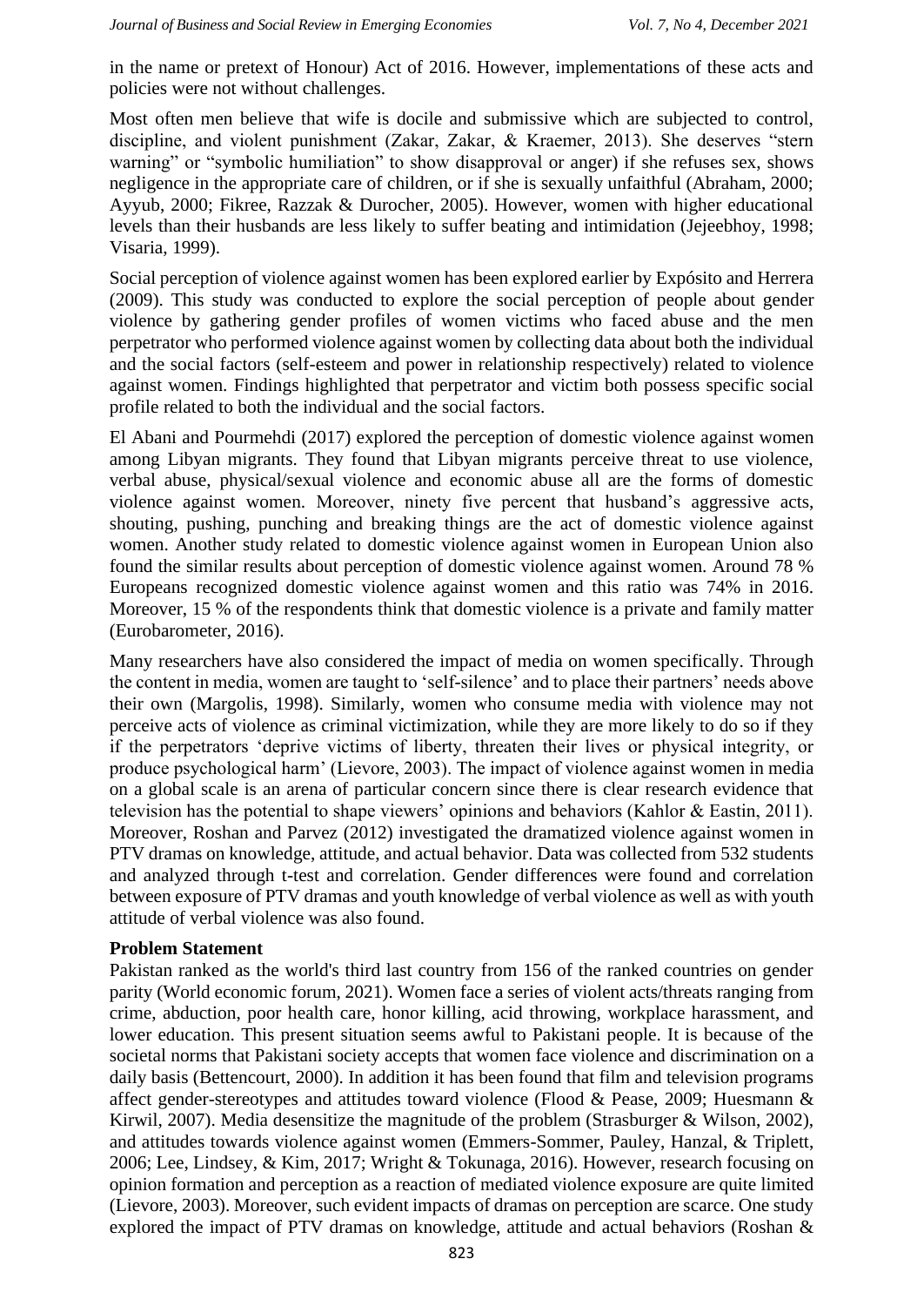in the name or pretext of Honour) Act of 2016. However, implementations of these acts and policies were not without challenges.

Most often men believe that wife is docile and submissive which are subjected to control, discipline, and violent punishment (Zakar, Zakar, & Kraemer, 2013). She deserves "stern warning" or "symbolic humiliation" to show disapproval or anger) if she refuses sex, shows negligence in the appropriate care of children, or if she is sexually unfaithful (Abraham, 2000; Ayyub, 2000; Fikree, Razzak & Durocher, 2005). However, women with higher educational levels than their husbands are less likely to suffer beating and intimidation (Jejeebhoy, 1998; Visaria, 1999).

Social perception of violence against women has been explored earlier by Expósito and Herrera (2009). This study was conducted to explore the social perception of people about gender violence by gathering gender profiles of women victims who faced abuse and the men perpetrator who performed violence against women by collecting data about both the individual and the social factors (self-esteem and power in relationship respectively) related to violence against women. Findings highlighted that perpetrator and victim both possess specific social profile related to both the individual and the social factors.

El Abani and Pourmehdi (2017) explored the perception of domestic violence against women among Libyan migrants. They found that Libyan migrants perceive threat to use violence, verbal abuse, physical/sexual violence and economic abuse all are the forms of domestic violence against women. Moreover, ninety five percent that husband's aggressive acts, shouting, pushing, punching and breaking things are the act of domestic violence against women. Another study related to domestic violence against women in European Union also found the similar results about perception of domestic violence against women. Around 78 % Europeans recognized domestic violence against women and this ratio was 74% in 2016. Moreover, 15 % of the respondents think that domestic violence is a private and family matter (Eurobarometer, 2016).

Many researchers have also considered the impact of media on women specifically. Through the content in media, women are taught to 'self-silence' and to place their partners' needs above their own (Margolis, 1998). Similarly, women who consume media with violence may not perceive acts of violence as criminal victimization, while they are more likely to do so if they if the perpetrators 'deprive victims of liberty, threaten their lives or physical integrity, or produce psychological harm' (Lievore, 2003). The impact of violence against women in media on a global scale is an arena of particular concern since there is clear research evidence that television has the potential to shape viewers' opinions and behaviors (Kahlor & Eastin, 2011). Moreover, Roshan and Parvez (2012) investigated the dramatized violence against women in PTV dramas on knowledge, attitude, and actual behavior. Data was collected from 532 students and analyzed through t-test and correlation. Gender differences were found and correlation between exposure of PTV dramas and youth knowledge of verbal violence as well as with youth attitude of verbal violence was also found.

**Problem Statement**

Pakistan ranked as the world's third last country from 156 of the ranked countries on gender parity (World economic forum, 2021). Women face a series of violent acts/threats ranging from crime, abduction, poor health care, honor killing, acid throwing, workplace harassment, and lower education. This present situation seems awful to Pakistani people. It is because of the societal norms that Pakistani society accepts that women face violence and discrimination on a daily basis (Bettencourt, 2000). In addition it has been found that film and television programs affect gender-stereotypes and attitudes toward violence (Flood & Pease, 2009; Huesmann & Kirwil, 2007). Media desensitize the magnitude of the problem (Strasburger & Wilson, 2002), and attitudes towards violence against women (Emmers-Sommer, Pauley, Hanzal, & Triplett, 2006; Lee, Lindsey, & Kim, 2017; Wright & Tokunaga, 2016). However, research focusing on opinion formation and perception as a reaction of mediated violence exposure are quite limited (Lievore, 2003). Moreover, such evident impacts of dramas on perception are scarce. One study explored the impact of PTV dramas on knowledge, attitude and actual behaviors (Roshan &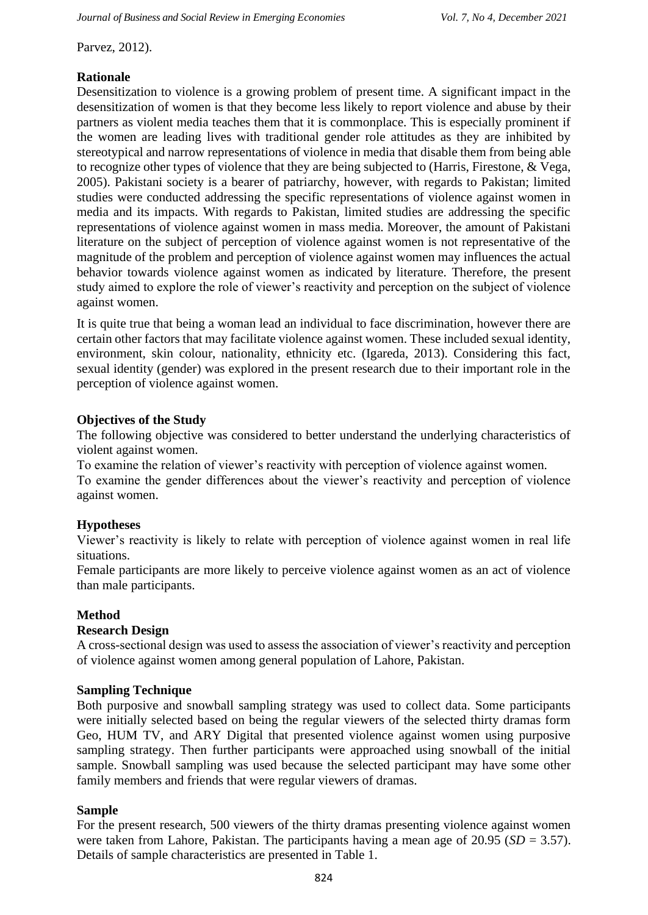Parvez, 2012).

## Rationale

Desensitization to violence is a growing problem of present time. A significant impact in the desensitization of women is that they become less likely to report violence and abuse by their partners as violent media teaches them that it is commonplace. This is especially prominent if the women are leading lives with traditional gender role attitudes as they are inhibited by stereotypical and narrow representations of violence in media that disable them from being able to recognize other types of violence that they are being subjected to (Harris, Firestone, & Vega, 2005). Pakistani society is a bearer of patriarchy, however, with regards to Pakistan; limited studies were conducted addressing the specific representations of violence against women in media and its impacts. With regards to Pakistan, limited studies are addressing the specific representations of violence against women in mass media. Moreover, the amount of Pakistani literature on the subject of perception of violence against women is not representative of the magnitude of the problem and perception of violence against women may influences the actual behavior towards violence against women as indicated by literature. Therefore, the present study aimed to explore the role of viewer's reactivity and perception on the subject of violence against women.

It is quite true that being a woman lead an individual to face discrimination, however there are certain other factors that may facilitate violence against women. These included sexual identity, environment, skin colour, nationality, ethnicity etc. (Igareda, 2013). Considering this fact, sexual identity (gender) was explored in the present research due to their important role in the perception of violence against women.

## Objectives of the Study

The following objective was considered to better understand the underlying characteristics of violent against women.

To examine the relation of viewer's reactivity with perception of violence against women.

To examine the gender differences about the viewer's reactivity and perception of violence against women.

## Hypotheses

Viewer's reactivity is likely to relate with perception of violence against women in real life situations.

Female participants are more likely to perceive violence against women as an act of violence than male participants.

## Method

### Research Design

A cross-sectional design was used to assess the association of viewer's reactivity and perception of violence against women among general population of Lahore, Pakistan.

### Sampling Technique

Both purposive and snowball sampling strategy was used to collect data. Some participants were initially selected based on being the regular viewers of the selected thirty dramas form Geo, HUM TV, and ARY Digital that presented violence against women using purposive sampling strategy. Then further participants were approached using snowball of the initial sample. Snowball sampling was used because the selected participant may have some other family members and friends that were regular viewers of dramas.

### Sample

For the present research, 500 viewers of the thirty dramas presenting violence against women were taken from Lahore, Pakistan. The participants having a mean age of 20.95 ($SD$ = 3.57). Details of sample characteristics are presented in Table 1.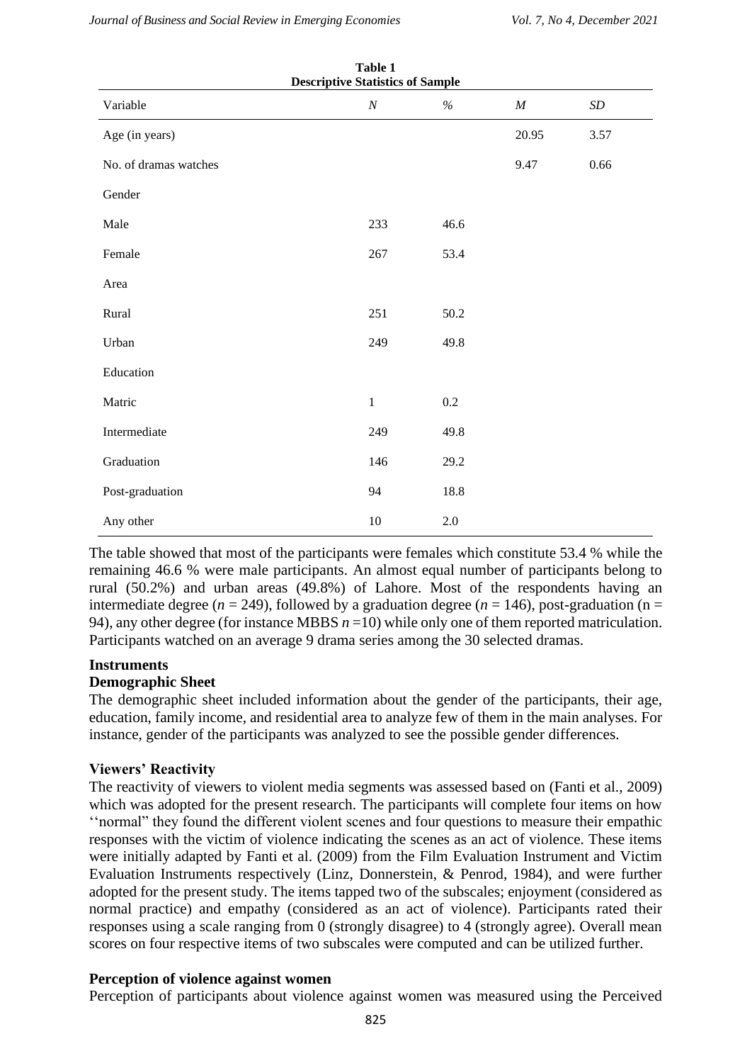**Table 1**
**Descriptive Statistics of Sample**

| Variable | *N* | % | *M* | *SD* |
|---|---|---|---|---|
| Age (in years) | | | 20.95 | 3.57 |
| No. of dramas watches | | | 9.47 | 0.66 |
| Gender | | | | |
| Male | 233 | 46.6 | | |
| Female | 267 | 53.4 | | |
| Area | | | | |
| Rural | 251 | 50.2 | | |
| Urban | 249 | 49.8 | | |
| Education | | | | |
| Matric | 1 | 0.2 | | |
| Intermediate | 249 | 49.8 | | |
| Graduation | 146 | 29.2 | | |
| Post-graduation | 94 | 18.8 | | |
| Any other | 10 | 2.0 | | |

The table showed that most of the participants were females which constitute 53.4 % while the remaining 46.6 % were male participants. An almost equal number of participants belong to rural (50.2%) and urban areas (49.8%) of Lahore. Most of the respondents having an intermediate degree ($n$ = 249), followed by a graduation degree ($n$ = 146), post-graduation (n = 94), any other degree (for instance MBBS $n$ =10) while only one of them reported matriculation. Participants watched on an average 9 drama series among the 30 selected dramas.

### Instruments

#### Demographic Sheet

The demographic sheet included information about the gender of the participants, their age, education, family income, and residential area to analyze few of them in the main analyses. For instance, gender of the participants was analyzed to see the possible gender differences.

#### Viewers' Reactivity

The reactivity of viewers to violent media segments was assessed based on (Fanti et al., 2009) which was adopted for the present research. The participants will complete four items on how ''normal" they found the different violent scenes and four questions to measure their empathic responses with the victim of violence indicating the scenes as an act of violence. These items were initially adapted by Fanti et al. (2009) from the Film Evaluation Instrument and Victim Evaluation Instruments respectively (Linz, Donnerstein, & Penrod, 1984), and were further adopted for the present study. The items tapped two of the subscales; enjoyment (considered as normal practice) and empathy (considered as an act of violence). Participants rated their responses using a scale ranging from 0 (strongly disagree) to 4 (strongly agree). Overall mean scores on four respective items of two subscales were computed and can be utilized further.

#### Perception of violence against women

Perception of participants about violence against women was measured using the Perceived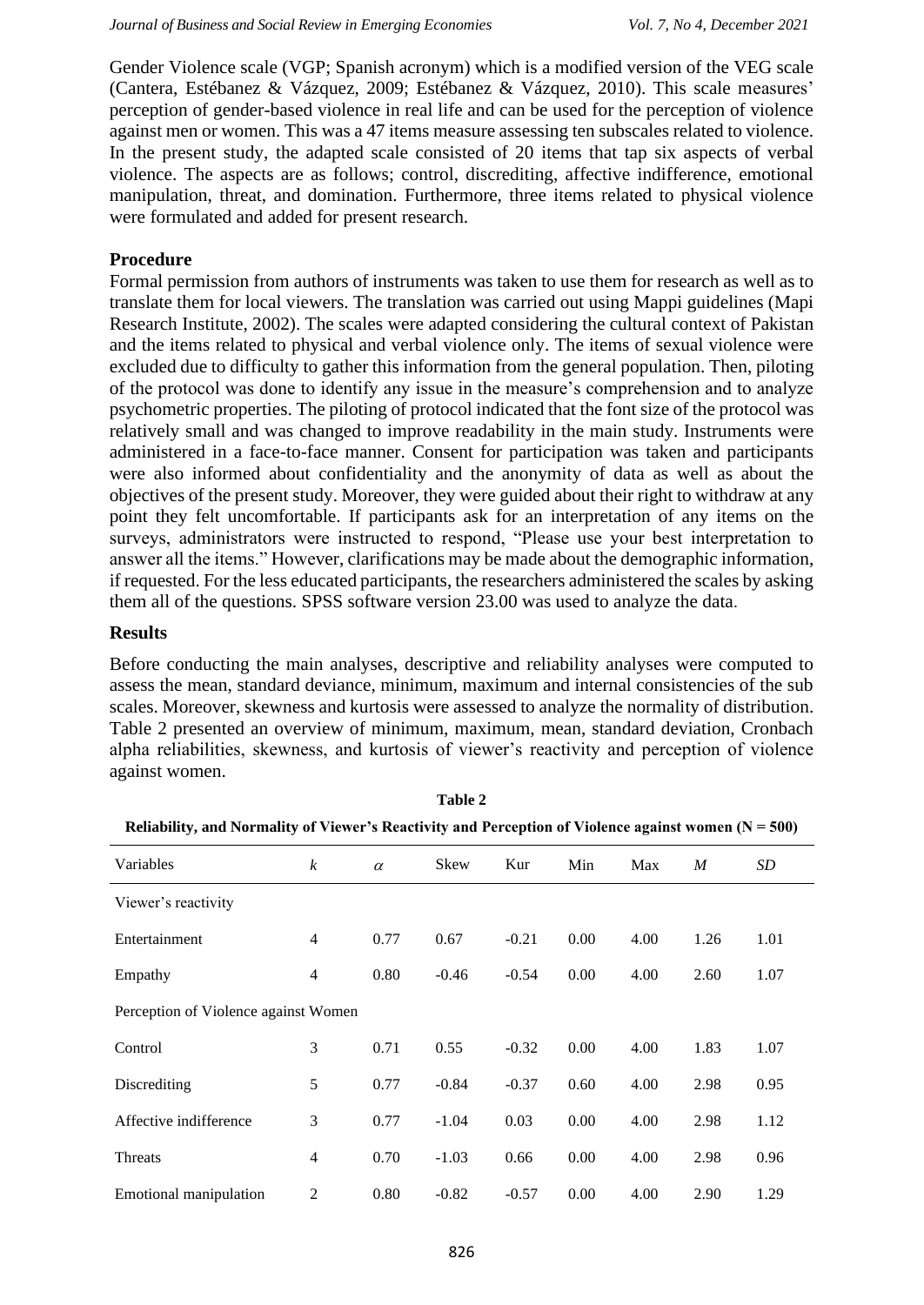Gender Violence scale (VGP; Spanish acronym) which is a modified version of the VEG scale (Cantera, Estébanez & Vázquez, 2009; Estébanez & Vázquez, 2010). This scale measures' perception of gender-based violence in real life and can be used for the perception of violence against men or women. This was a 47 items measure assessing ten subscales related to violence. In the present study, the adapted scale consisted of 20 items that tap six aspects of verbal violence. The aspects are as follows; control, discrediting, affective indifference, emotional manipulation, threat, and domination. Furthermore, three items related to physical violence were formulated and added for present research.

### Procedure

Formal permission from authors of instruments was taken to use them for research as well as to translate them for local viewers. The translation was carried out using Mappi guidelines (Mapi Research Institute, 2002). The scales were adapted considering the cultural context of Pakistan and the items related to physical and verbal violence only. The items of sexual violence were excluded due to difficulty to gather this information from the general population. Then, piloting of the protocol was done to identify any issue in the measure's comprehension and to analyze psychometric properties. The piloting of protocol indicated that the font size of the protocol was relatively small and was changed to improve readability in the main study. Instruments were administered in a face-to-face manner. Consent for participation was taken and participants were also informed about confidentiality and the anonymity of data as well as about the objectives of the present study. Moreover, they were guided about their right to withdraw at any point they felt uncomfortable. If participants ask for an interpretation of any items on the surveys, administrators were instructed to respond, "Please use your best interpretation to answer all the items." However, clarifications may be made about the demographic information, if requested. For the less educated participants, the researchers administered the scales by asking them all of the questions. SPSS software version 23.00 was used to analyze the data.

### Results

Before conducting the main analyses, descriptive and reliability analyses were computed to assess the mean, standard deviance, minimum, maximum and internal consistencies of the sub scales. Moreover, skewness and kurtosis were assessed to analyze the normality of distribution. Table 2 presented an overview of minimum, maximum, mean, standard deviation, Cronbach alpha reliabilities, skewness, and kurtosis of viewer's reactivity and perception of violence against women.

**Table 2**

**Reliability, and Normality of Viewer's Reactivity and Perception of Violence against women (N = 500)**

| Variables | $k$ | $\alpha$ | Skew | Kur | Min | Max | $M$ | $SD$ |
|---|---|---|---|---|---|---|---|---|
| Viewer's reactivity | | | | | | | | |
| Entertainment | 4 | 0.77 | 0.67 | -0.21 | 0.00 | 4.00 | 1.26 | 1.01 |
| Empathy | 4 | 0.80 | -0.46 | -0.54 | 0.00 | 4.00 | 2.60 | 1.07 |
| Perception of Violence against Women | | | | | | | | |
| Control | 3 | 0.71 | 0.55 | -0.32 | 0.00 | 4.00 | 1.83 | 1.07 |
| Discrediting | 5 | 0.77 | -0.84 | -0.37 | 0.60 | 4.00 | 2.98 | 0.95 |
| Affective indifference | 3 | 0.77 | -1.04 | 0.03 | 0.00 | 4.00 | 2.98 | 1.12 |
| Threats | 4 | 0.70 | -1.03 | 0.66 | 0.00 | 4.00 | 2.98 | 0.96 |
| Emotional manipulation | 2 | 0.80 | -0.82 | -0.57 | 0.00 | 4.00 | 2.90 | 1.29 |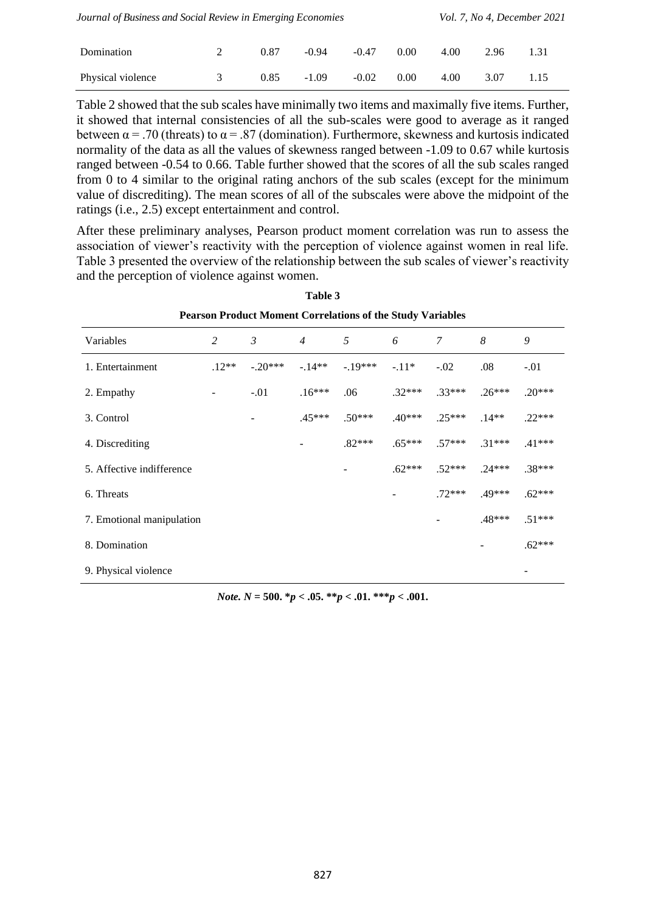| | | | | | | | | |
|---|---|---|---|---|---|---|---|---|
| Domination | 2 | 0.87 | -0.94 | -0.47 | 0.00 | 4.00 | 2.96 | 1.31 |
| Physical violence | 3 | 0.85 | -1.09 | -0.02 | 0.00 | 4.00 | 3.07 | 1.15 |

Table 2 showed that the sub scales have minimally two items and maximally five items. Further, it showed that internal consistencies of all the sub-scales were good to average as it ranged between $\alpha = .70$ (threats) to $\alpha = .87$ (domination). Furthermore, skewness and kurtosis indicated normality of the data as all the values of skewness ranged between -1.09 to 0.67 while kurtosis ranged between -0.54 to 0.66. Table further showed that the scores of all the sub scales ranged from 0 to 4 similar to the original rating anchors of the sub scales (except for the minimum value of discrediting). The mean scores of all of the subscales were above the midpoint of the ratings (i.e., 2.5) except entertainment and control.

After these preliminary analyses, Pearson product moment correlation was run to assess the association of viewer's reactivity with the perception of violence against women in real life. Table 3 presented the overview of the relationship between the sub scales of viewer's reactivity and the perception of violence against women.

**Table 3**

**Pearson Product Moment Correlations of the Study Variables**

| Variables | *2* | *3* | *4* | *5* | *6* | *7* | *8* | *9* |
|---|---|---|---|---|---|---|---|---|
| 1. Entertainment | .12** | -.20*** | -.14** | -.19*** | -.11* | -.02 | .08 | -.01 |
| 2. Empathy | - | -.01 | .16*** | .06 | .32*** | .33*** | .26*** | .20*** |
| 3. Control | | - | .45*** | .50*** | .40*** | .25*** | .14** | .22*** |
| 4. Discrediting | | | - | .82*** | .65*** | .57*** | .31*** | .41*** |
| 5. Affective indifference | | | | - | .62*** | .52*** | .24*** | .38*** |
| 6. Threats | | | | | - | .72*** | .49*** | .62*** |
| 7. Emotional manipulation | | | | | | - | .48*** | .51*** |
| 8. Domination | | | | | | | - | .62*** |
| 9. Physical violence | | | | | | | | - |

***Note.*** ***N*** **= 500. \****p* **< .05. \*\****p* **< .01. \*\*\****p* **< .001.**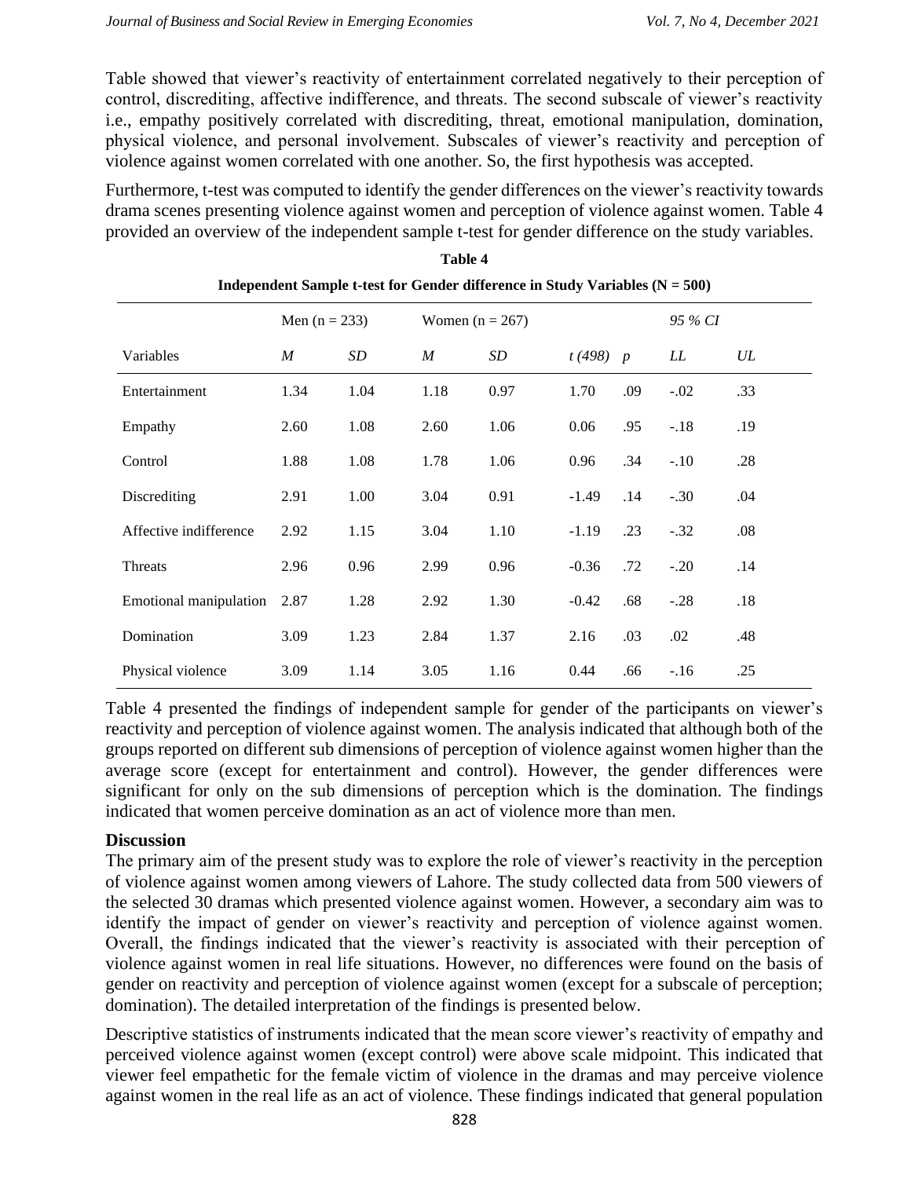Table showed that viewer's reactivity of entertainment correlated negatively to their perception of control, discrediting, affective indifference, and threats. The second subscale of viewer's reactivity i.e., empathy positively correlated with discrediting, threat, emotional manipulation, domination, physical violence, and personal involvement. Subscales of viewer's reactivity and perception of violence against women correlated with one another. So, the first hypothesis was accepted.

Furthermore, t-test was computed to identify the gender differences on the viewer's reactivity towards drama scenes presenting violence against women and perception of violence against women. Table 4 provided an overview of the independent sample t-test for gender difference on the study variables.

**Table 4**

**Independent Sample t-test for Gender difference in Study Variables (N = 500)**

| | Men (n = 233) | | Women (n = 267) | | | | *95 % CI* | |
|---|---|---|---|---|---|---|---|---|
| Variables | *M* | *SD* | *M* | *SD* | *t (498)* | *p* | *LL* | *UL* |
| Entertainment | 1.34 | 1.04 | 1.18 | 0.97 | 1.70 | .09 | -.02 | .33 |
| Empathy | 2.60 | 1.08 | 2.60 | 1.06 | 0.06 | .95 | -.18 | .19 |
| Control | 1.88 | 1.08 | 1.78 | 1.06 | 0.96 | .34 | -.10 | .28 |
| Discrediting | 2.91 | 1.00 | 3.04 | 0.91 | -1.49 | .14 | -.30 | .04 |
| Affective indifference | 2.92 | 1.15 | 3.04 | 1.10 | -1.19 | .23 | -.32 | .08 |
| Threats | 2.96 | 0.96 | 2.99 | 0.96 | -0.36 | .72 | -.20 | .14 |
| Emotional manipulation | 2.87 | 1.28 | 2.92 | 1.30 | -0.42 | .68 | -.28 | .18 |
| Domination | 3.09 | 1.23 | 2.84 | 1.37 | 2.16 | .03 | .02 | .48 |
| Physical violence | 3.09 | 1.14 | 3.05 | 1.16 | 0.44 | .66 | -.16 | .25 |

Table 4 presented the findings of independent sample for gender of the participants on viewer's reactivity and perception of violence against women. The analysis indicated that although both of the groups reported on different sub dimensions of perception of violence against women higher than the average score (except for entertainment and control). However, the gender differences were significant for only on the sub dimensions of perception which is the domination. The findings indicated that women perceive domination as an act of violence more than men.

### Discussion

The primary aim of the present study was to explore the role of viewer's reactivity in the perception of violence against women among viewers of Lahore. The study collected data from 500 viewers of the selected 30 dramas which presented violence against women. However, a secondary aim was to identify the impact of gender on viewer's reactivity and perception of violence against women. Overall, the findings indicated that the viewer's reactivity is associated with their perception of violence against women in real life situations. However, no differences were found on the basis of gender on reactivity and perception of violence against women (except for a subscale of perception; domination). The detailed interpretation of the findings is presented below.

Descriptive statistics of instruments indicated that the mean score viewer's reactivity of empathy and perceived violence against women (except control) were above scale midpoint. This indicated that viewer feel empathetic for the female victim of violence in the dramas and may perceive violence against women in the real life as an act of violence. These findings indicated that general population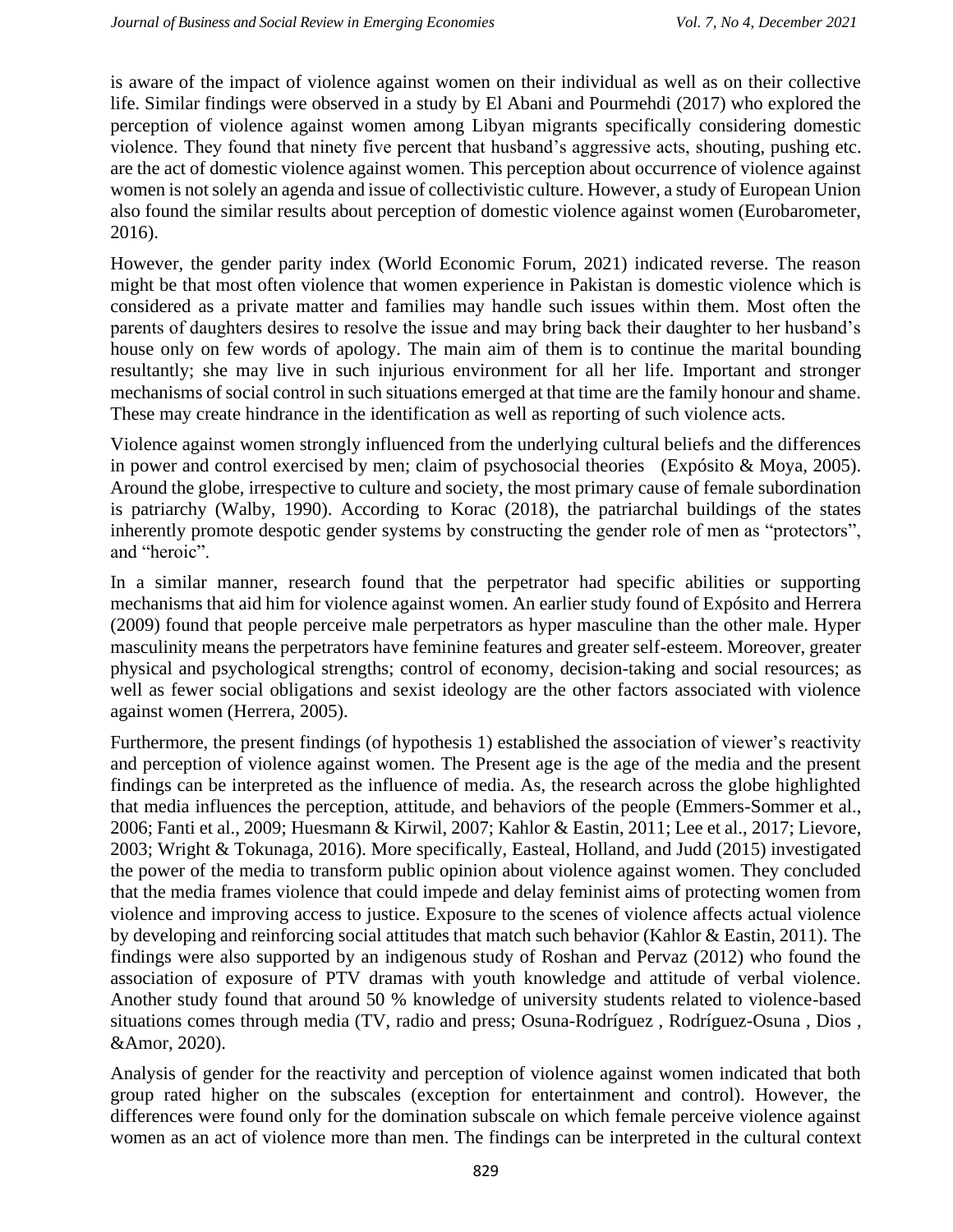is aware of the impact of violence against women on their individual as well as on their collective life. Similar findings were observed in a study by El Abani and Pourmehdi (2017) who explored the perception of violence against women among Libyan migrants specifically considering domestic violence. They found that ninety five percent that husband's aggressive acts, shouting, pushing etc. are the act of domestic violence against women. This perception about occurrence of violence against women is not solely an agenda and issue of collectivistic culture. However, a study of European Union also found the similar results about perception of domestic violence against women (Eurobarometer, 2016).

However, the gender parity index (World Economic Forum, 2021) indicated reverse. The reason might be that most often violence that women experience in Pakistan is domestic violence which is considered as a private matter and families may handle such issues within them. Most often the parents of daughters desires to resolve the issue and may bring back their daughter to her husband's house only on few words of apology. The main aim of them is to continue the marital bounding resultantly; she may live in such injurious environment for all her life. Important and stronger mechanisms of social control in such situations emerged at that time are the family honour and shame. These may create hindrance in the identification as well as reporting of such violence acts.

Violence against women strongly influenced from the underlying cultural beliefs and the differences in power and control exercised by men; claim of psychosocial theories (Expósito & Moya, 2005). Around the globe, irrespective to culture and society, the most primary cause of female subordination is patriarchy (Walby, 1990). According to Korac (2018), the patriarchal buildings of the states inherently promote despotic gender systems by constructing the gender role of men as "protectors", and "heroic".

In a similar manner, research found that the perpetrator had specific abilities or supporting mechanisms that aid him for violence against women. An earlier study found of Expósito and Herrera (2009) found that people perceive male perpetrators as hyper masculine than the other male. Hyper masculinity means the perpetrators have feminine features and greater self-esteem. Moreover, greater physical and psychological strengths; control of economy, decision-taking and social resources; as well as fewer social obligations and sexist ideology are the other factors associated with violence against women (Herrera, 2005).

Furthermore, the present findings (of hypothesis 1) established the association of viewer's reactivity and perception of violence against women. The Present age is the age of the media and the present findings can be interpreted as the influence of media. As, the research across the globe highlighted that media influences the perception, attitude, and behaviors of the people (Emmers-Sommer et al., 2006; Fanti et al., 2009; Huesmann & Kirwil, 2007; Kahlor & Eastin, 2011; Lee et al., 2017; Lievore, 2003; Wright & Tokunaga, 2016). More specifically, Easteal, Holland, and Judd (2015) investigated the power of the media to transform public opinion about violence against women. They concluded that the media frames violence that could impede and delay feminist aims of protecting women from violence and improving access to justice. Exposure to the scenes of violence affects actual violence by developing and reinforcing social attitudes that match such behavior (Kahlor & Eastin, 2011). The findings were also supported by an indigenous study of Roshan and Pervaz (2012) who found the association of exposure of PTV dramas with youth knowledge and attitude of verbal violence. Another study found that around 50 % knowledge of university students related to violence-based situations comes through media (TV, radio and press; Osuna-Rodríguez , Rodríguez-Osuna , Dios , &Amor, 2020).

Analysis of gender for the reactivity and perception of violence against women indicated that both group rated higher on the subscales (exception for entertainment and control). However, the differences were found only for the domination subscale on which female perceive violence against women as an act of violence more than men. The findings can be interpreted in the cultural context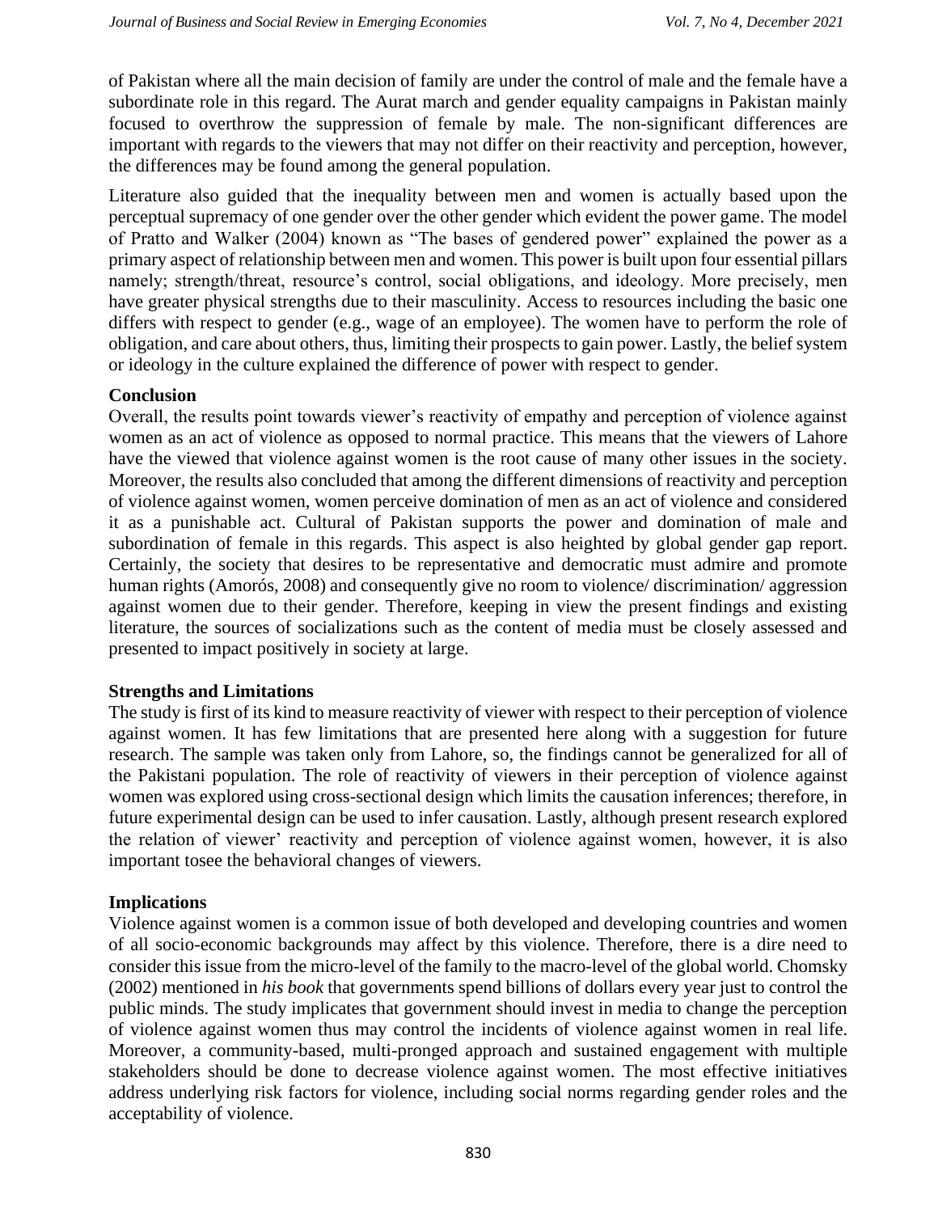of Pakistan where all the main decision of family are under the control of male and the female have a subordinate role in this regard. The Aurat march and gender equality campaigns in Pakistan mainly focused to overthrow the suppression of female by male. The non-significant differences are important with regards to the viewers that may not differ on their reactivity and perception, however, the differences may be found among the general population.

Literature also guided that the inequality between men and women is actually based upon the perceptual supremacy of one gender over the other gender which evident the power game. The model of Pratto and Walker (2004) known as "The bases of gendered power" explained the power as a primary aspect of relationship between men and women. This power is built upon four essential pillars namely; strength/threat, resource's control, social obligations, and ideology. More precisely, men have greater physical strengths due to their masculinity. Access to resources including the basic one differs with respect to gender (e.g., wage of an employee). The women have to perform the role of obligation, and care about others, thus, limiting their prospects to gain power. Lastly, the belief system or ideology in the culture explained the difference of power with respect to gender.

## Conclusion

Overall, the results point towards viewer's reactivity of empathy and perception of violence against women as an act of violence as opposed to normal practice. This means that the viewers of Lahore have the viewed that violence against women is the root cause of many other issues in the society. Moreover, the results also concluded that among the different dimensions of reactivity and perception of violence against women, women perceive domination of men as an act of violence and considered it as a punishable act. Cultural of Pakistan supports the power and domination of male and subordination of female in this regards. This aspect is also heighted by global gender gap report. Certainly, the society that desires to be representative and democratic must admire and promote human rights (Amorós, 2008) and consequently give no room to violence/ discrimination/ aggression against women due to their gender. Therefore, keeping in view the present findings and existing literature, the sources of socializations such as the content of media must be closely assessed and presented to impact positively in society at large.

## Strengths and Limitations

The study is first of its kind to measure reactivity of viewer with respect to their perception of violence against women. It has few limitations that are presented here along with a suggestion for future research. The sample was taken only from Lahore, so, the findings cannot be generalized for all of the Pakistani population. The role of reactivity of viewers in their perception of violence against women was explored using cross-sectional design which limits the causation inferences; therefore, in future experimental design can be used to infer causation. Lastly, although present research explored the relation of viewer' reactivity and perception of violence against women, however, it is also important tosee the behavioral changes of viewers.

## Implications

Violence against women is a common issue of both developed and developing countries and women of all socio-economic backgrounds may affect by this violence. Therefore, there is a dire need to consider this issue from the micro-level of the family to the macro-level of the global world. Chomsky (2002) mentioned in *his book* that governments spend billions of dollars every year just to control the public minds. The study implicates that government should invest in media to change the perception of violence against women thus may control the incidents of violence against women in real life. Moreover, a community-based, multi-pronged approach and sustained engagement with multiple stakeholders should be done to decrease violence against women. The most effective initiatives address underlying risk factors for violence, including social norms regarding gender roles and the acceptability of violence.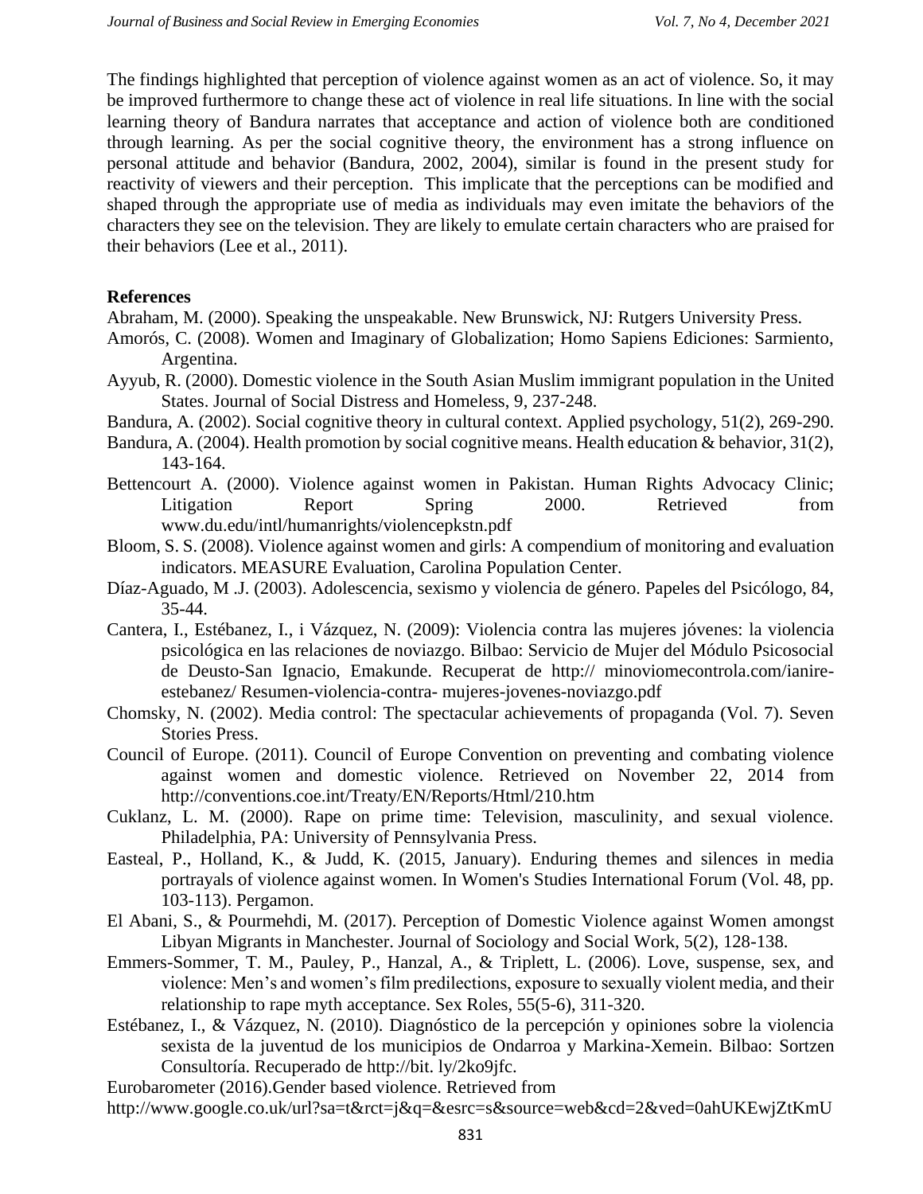The findings highlighted that perception of violence against women as an act of violence. So, it may be improved furthermore to change these act of violence in real life situations. In line with the social learning theory of Bandura narrates that acceptance and action of violence both are conditioned through learning. As per the social cognitive theory, the environment has a strong influence on personal attitude and behavior (Bandura, 2002, 2004), similar is found in the present study for reactivity of viewers and their perception. This implicate that the perceptions can be modified and shaped through the appropriate use of media as individuals may even imitate the behaviors of the characters they see on the television. They are likely to emulate certain characters who are praised for their behaviors (Lee et al., 2011).

**References**

Abraham, M. (2000). Speaking the unspeakable. New Brunswick, NJ: Rutgers University Press.

Amorós, C. (2008). Women and Imaginary of Globalization; Homo Sapiens Ediciones: Sarmiento, Argentina.

Ayyub, R. (2000). Domestic violence in the South Asian Muslim immigrant population in the United States. Journal of Social Distress and Homeless, 9, 237-248.

Bandura, A. (2002). Social cognitive theory in cultural context. Applied psychology, 51(2), 269-290.

Bandura, A. (2004). Health promotion by social cognitive means. Health education & behavior, 31(2), 143-164.

Bettencourt A. (2000). Violence against women in Pakistan. Human Rights Advocacy Clinic; Litigation Report Spring 2000. Retrieved from www.du.edu/intl/humanrights/violencepkstn.pdf

Bloom, S. S. (2008). Violence against women and girls: A compendium of monitoring and evaluation indicators. MEASURE Evaluation, Carolina Population Center.

Díaz-Aguado, M .J. (2003). Adolescencia, sexismo y violencia de género. Papeles del Psicólogo, 84, 35-44.

Cantera, I., Estébanez, I., i Vázquez, N. (2009): Violencia contra las mujeres jóvenes: la violencia psicológica en las relaciones de noviazgo. Bilbao: Servicio de Mujer del Módulo Psicosocial de Deusto-San Ignacio, Emakunde. Recuperat de http:// minoviomecontrola.com/ianire-estebanez/ Resumen-violencia-contra- mujeres-jovenes-noviazgo.pdf

Chomsky, N. (2002). Media control: The spectacular achievements of propaganda (Vol. 7). Seven Stories Press.

Council of Europe. (2011). Council of Europe Convention on preventing and combating violence against women and domestic violence. Retrieved on November 22, 2014 from http://conventions.coe.int/Treaty/EN/Reports/Html/210.htm

Cuklanz, L. M. (2000). Rape on prime time: Television, masculinity, and sexual violence. Philadelphia, PA: University of Pennsylvania Press.

Easteal, P., Holland, K., & Judd, K. (2015, January). Enduring themes and silences in media portrayals of violence against women. In Women's Studies International Forum (Vol. 48, pp. 103-113). Pergamon.

El Abani, S., & Pourmehdi, M. (2017). Perception of Domestic Violence against Women amongst Libyan Migrants in Manchester. Journal of Sociology and Social Work, 5(2), 128-138.

Emmers-Sommer, T. M., Pauley, P., Hanzal, A., & Triplett, L. (2006). Love, suspense, sex, and violence: Men's and women's film predilections, exposure to sexually violent media, and their relationship to rape myth acceptance. Sex Roles, 55(5-6), 311-320.

Estébanez, I., & Vázquez, N. (2010). Diagnóstico de la percepción y opiniones sobre la violencia sexista de la juventud de los municipios de Ondarroa y Markina-Xemein. Bilbao: Sortzen Consultoría. Recuperado de http://bit. ly/2ko9jfc.

Eurobarometer (2016).Gender based violence. Retrieved from http://www.google.co.uk/url?sa=t&rct=j&q=&esrc=s&source=web&cd=2&ved=0ahUKEwjZtKmU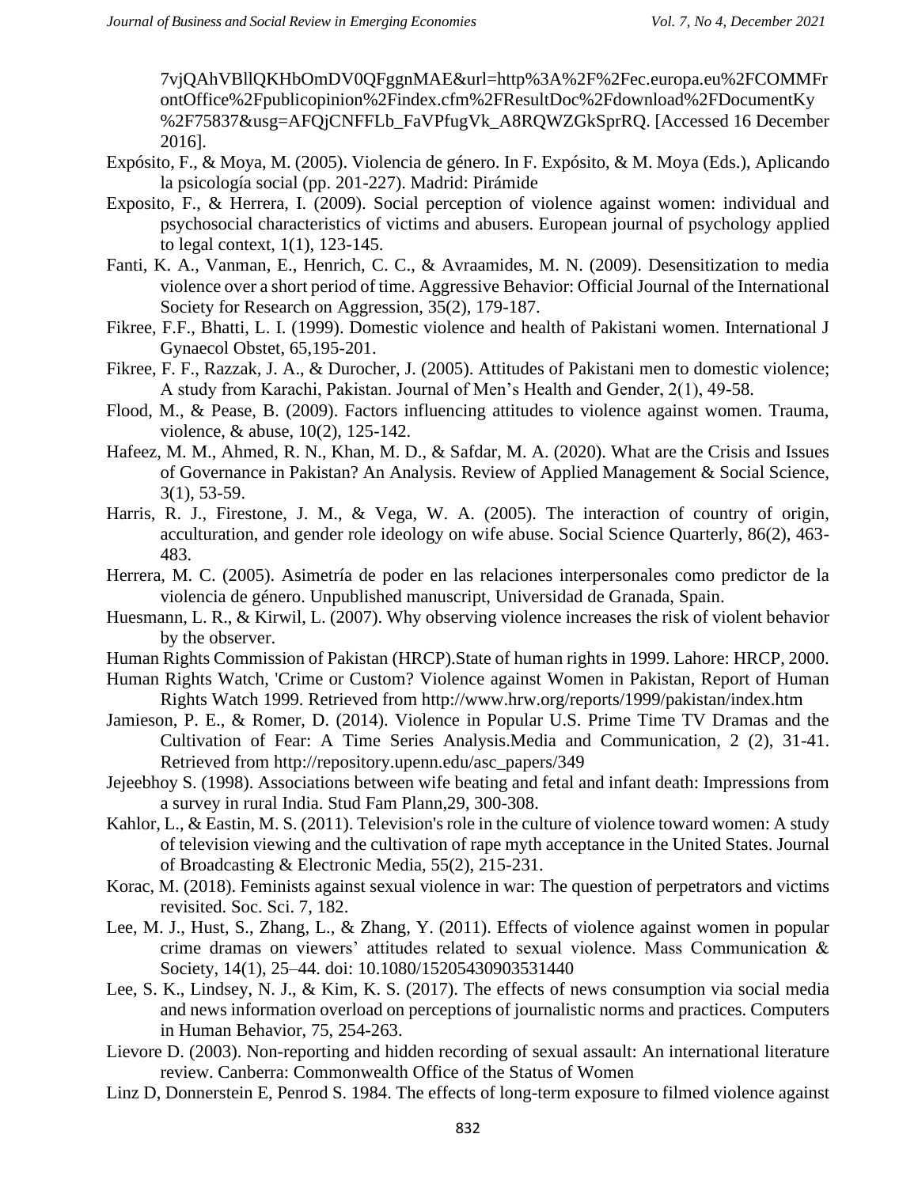7vjQAhVBllQKHbOmDV0QFggnMAE&url=http%3A%2F%2Fec.europa.eu%2FCOMMFrontOffice%2Fpublicopinion%2Findex.cfm%2FResultDoc%2Fdownload%2FDocumentKy%2F75837&usg=AFQjCNFFLb_FaVPfugVk_A8RQWZGkSprRQ. [Accessed 16 December 2016].

Expósito, F., & Moya, M. (2005). Violencia de género. In F. Expósito, & M. Moya (Eds.), Aplicando la psicología social (pp. 201-227). Madrid: Pirámide

Exposito, F., & Herrera, I. (2009). Social perception of violence against women: individual and psychosocial characteristics of victims and abusers. European journal of psychology applied to legal context, 1(1), 123-145.

Fanti, K. A., Vanman, E., Henrich, C. C., & Avraamides, M. N. (2009). Desensitization to media violence over a short period of time. Aggressive Behavior: Official Journal of the International Society for Research on Aggression, 35(2), 179-187.

Fikree, F.F., Bhatti, L. I. (1999). Domestic violence and health of Pakistani women. International J Gynaecol Obstet, 65,195-201.

Fikree, F. F., Razzak, J. A., & Durocher, J. (2005). Attitudes of Pakistani men to domestic violence; A study from Karachi, Pakistan. Journal of Men's Health and Gender, 2(1), 49-58.

Flood, M., & Pease, B. (2009). Factors influencing attitudes to violence against women. Trauma, violence, & abuse, 10(2), 125-142.

Hafeez, M. M., Ahmed, R. N., Khan, M. D., & Safdar, M. A. (2020). What are the Crisis and Issues of Governance in Pakistan? An Analysis. Review of Applied Management & Social Science, 3(1), 53-59.

Harris, R. J., Firestone, J. M., & Vega, W. A. (2005). The interaction of country of origin, acculturation, and gender role ideology on wife abuse. Social Science Quarterly, 86(2), 463-483.

Herrera, M. C. (2005). Asimetría de poder en las relaciones interpersonales como predictor de la violencia de género. Unpublished manuscript, Universidad de Granada, Spain.

Huesmann, L. R., & Kirwil, L. (2007). Why observing violence increases the risk of violent behavior by the observer.

Human Rights Commission of Pakistan (HRCP).State of human rights in 1999. Lahore: HRCP, 2000.

Human Rights Watch, 'Crime or Custom? Violence against Women in Pakistan, Report of Human Rights Watch 1999. Retrieved from http://www.hrw.org/reports/1999/pakistan/index.htm

Jamieson, P. E., & Romer, D. (2014). Violence in Popular U.S. Prime Time TV Dramas and the Cultivation of Fear: A Time Series Analysis.Media and Communication, 2 (2), 31-41. Retrieved from http://repository.upenn.edu/asc_papers/349

Jejeebhoy S. (1998). Associations between wife beating and fetal and infant death: Impressions from a survey in rural India. Stud Fam Plann,29, 300-308.

Kahlor, L., & Eastin, M. S. (2011). Television's role in the culture of violence toward women: A study of television viewing and the cultivation of rape myth acceptance in the United States. Journal of Broadcasting & Electronic Media, 55(2), 215-231.

Korac, M. (2018). Feminists against sexual violence in war: The question of perpetrators and victims revisited. Soc. Sci. 7, 182.

Lee, M. J., Hust, S., Zhang, L., & Zhang, Y. (2011). Effects of violence against women in popular crime dramas on viewers' attitudes related to sexual violence. Mass Communication & Society, 14(1), 25–44. doi: 10.1080/15205430903531440

Lee, S. K., Lindsey, N. J., & Kim, K. S. (2017). The effects of news consumption via social media and news information overload on perceptions of journalistic norms and practices. Computers in Human Behavior, 75, 254-263.

Lievore D. (2003). Non-reporting and hidden recording of sexual assault: An international literature review. Canberra: Commonwealth Office of the Status of Women

Linz D, Donnerstein E, Penrod S. 1984. The effects of long-term exposure to filmed violence against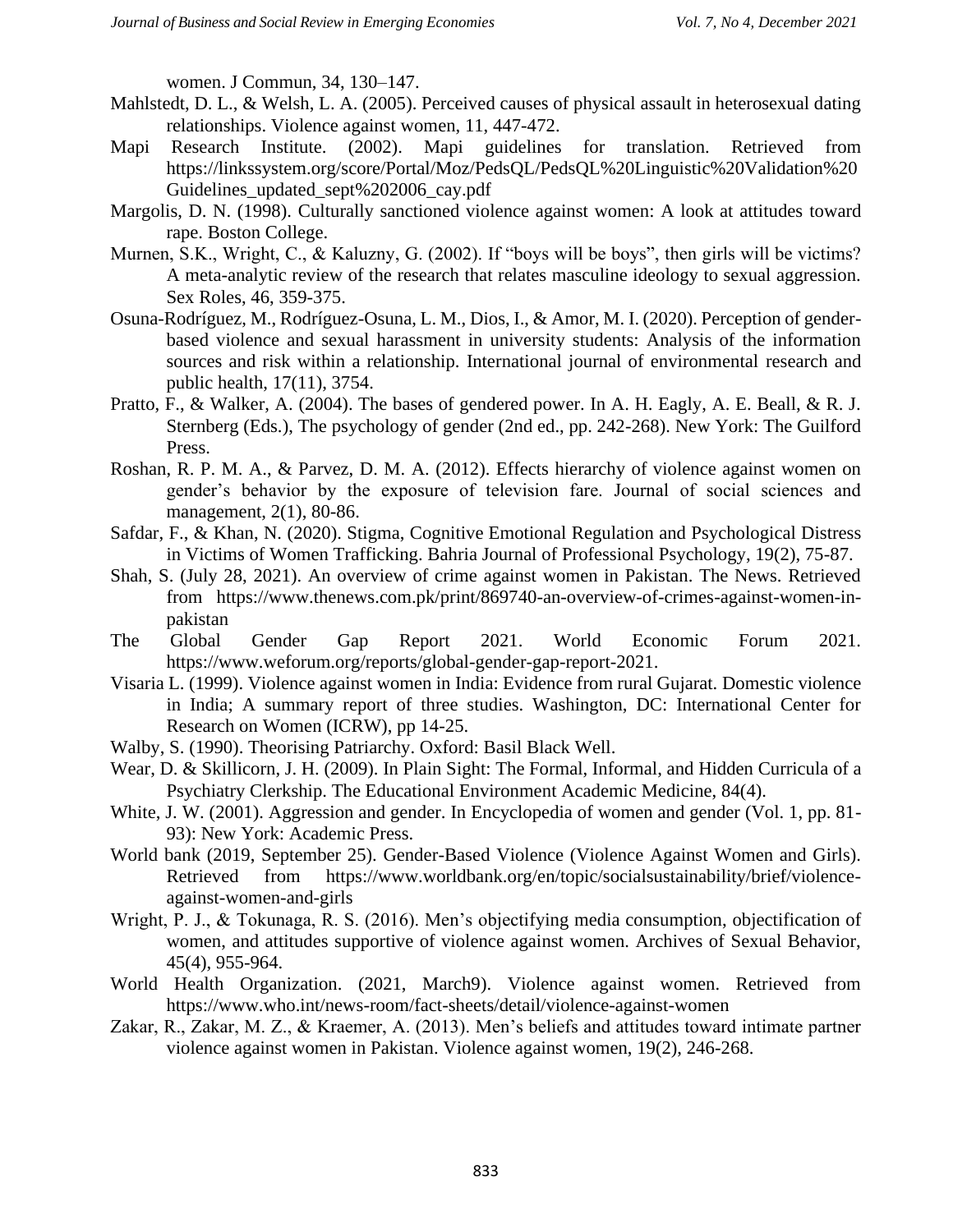women. J Commun, 34, 130–147.

Mahlstedt, D. L., & Welsh, L. A. (2005). Perceived causes of physical assault in heterosexual dating relationships. Violence against women, 11, 447-472.

Mapi Research Institute. (2002). Mapi guidelines for translation. Retrieved from https://linkssystem.org/score/Portal/Moz/PedsQL/PedsQL%20Linguistic%20Validation%20Guidelines_updated_sept%202006_cay.pdf

Margolis, D. N. (1998). Culturally sanctioned violence against women: A look at attitudes toward rape. Boston College.

Murnen, S.K., Wright, C., & Kaluzny, G. (2002). If "boys will be boys", then girls will be victims? A meta-analytic review of the research that relates masculine ideology to sexual aggression. Sex Roles, 46, 359-375.

Osuna-Rodríguez, M., Rodríguez-Osuna, L. M., Dios, I., & Amor, M. I. (2020). Perception of gender-based violence and sexual harassment in university students: Analysis of the information sources and risk within a relationship. International journal of environmental research and public health, 17(11), 3754.

Pratto, F., & Walker, A. (2004). The bases of gendered power. In A. H. Eagly, A. E. Beall, & R. J. Sternberg (Eds.), The psychology of gender (2nd ed., pp. 242-268). New York: The Guilford Press.

Roshan, R. P. M. A., & Parvez, D. M. A. (2012). Effects hierarchy of violence against women on gender's behavior by the exposure of television fare. Journal of social sciences and management, 2(1), 80-86.

Safdar, F., & Khan, N. (2020). Stigma, Cognitive Emotional Regulation and Psychological Distress in Victims of Women Trafficking. Bahria Journal of Professional Psychology, 19(2), 75-87.

Shah, S. (July 28, 2021). An overview of crime against women in Pakistan. The News. Retrieved from https://www.thenews.com.pk/print/869740-an-overview-of-crimes-against-women-in-pakistan

The Global Gender Gap Report 2021. World Economic Forum 2021. https://www.weforum.org/reports/global-gender-gap-report-2021.

Visaria L. (1999). Violence against women in India: Evidence from rural Gujarat. Domestic violence in India; A summary report of three studies. Washington, DC: International Center for Research on Women (ICRW), pp 14-25.

Walby, S. (1990). Theorising Patriarchy. Oxford: Basil Black Well.

Wear, D. & Skillicorn, J. H. (2009). In Plain Sight: The Formal, Informal, and Hidden Curricula of a Psychiatry Clerkship. The Educational Environment Academic Medicine, 84(4).

White, J. W. (2001). Aggression and gender. In Encyclopedia of women and gender (Vol. 1, pp. 81-93): New York: Academic Press.

World bank (2019, September 25). Gender-Based Violence (Violence Against Women and Girls). Retrieved from https://www.worldbank.org/en/topic/socialsustainability/brief/violence-against-women-and-girls

Wright, P. J., & Tokunaga, R. S. (2016). Men's objectifying media consumption, objectification of women, and attitudes supportive of violence against women. Archives of Sexual Behavior, 45(4), 955-964.

World Health Organization. (2021, March9). Violence against women. Retrieved from https://www.who.int/news-room/fact-sheets/detail/violence-against-women

Zakar, R., Zakar, M. Z., & Kraemer, A. (2013). Men's beliefs and attitudes toward intimate partner violence against women in Pakistan. Violence against women, 19(2), 246-268.